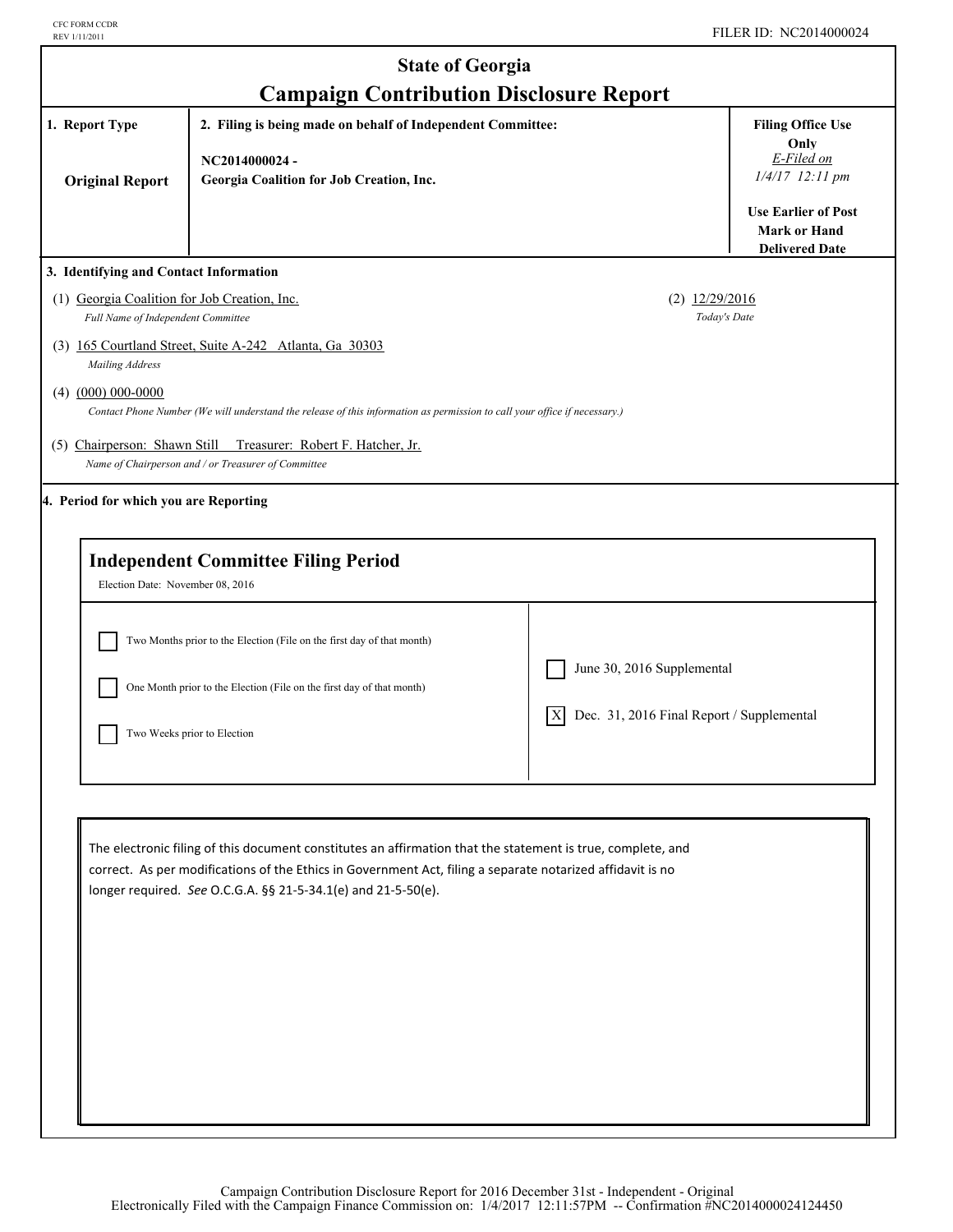CFC FORM CCDR
REV 1/11/2011

FILER ID: NC2014000024

# State of Georgia
## Campaign Contribution Disclosure Report

| 1. Report Type | 2. Filing is being made on behalf of Independent Committee: | Filing Office Use Only |
|---|---|---|
| Original Report | NC2014000024 - Georgia Coalition for Job Creation, Inc. | *E-Filed on 1/4/17 12:11 pm* <br> Use Earlier of Post Mark or Hand Delivered Date |

### 3. Identifying and Contact Information

(1) Georgia Coalition for Job Creation, Inc.
*Full Name of Independent Committee*

(2) 12/29/2016
*Today's Date*

(3) 165 Courtland Street, Suite A-242 Atlanta, Ga 30303
*Mailing Address*

(4) (000) 000-0000
*Contact Phone Number (We will understand the release of this information as permission to call your office if necessary.)*

(5) Chairperson: Shawn Still Treasurer: Robert F. Hatcher, Jr.
*Name of Chairperson and / or Treasurer of Committee*

### 4. Period for which you are Reporting

**Independent Committee Filing Period**

Election Date: November 08, 2016

- [ ] Two Months prior to the Election (File on the first day of that month)
- [ ] One Month prior to the Election (File on the first day of that month)
- [ ] Two Weeks prior to Election
- [ ] June 30, 2016 Supplemental
- [X] Dec. 31, 2016 Final Report / Supplemental

The electronic filing of this document constitutes an affirmation that the statement is true, complete, and correct. As per modifications of the Ethics in Government Act, filing a separate notarized affidavit is no longer required. *See* O.C.G.A. §§ 21-5-34.1(e) and 21-5-50(e).

Campaign Contribution Disclosure Report for 2016 December 31st - Independent - Original
Electronically Filed with the Campaign Finance Commission on: 1/4/2017 12:11:57PM -- Confirmation #NC2014000024124450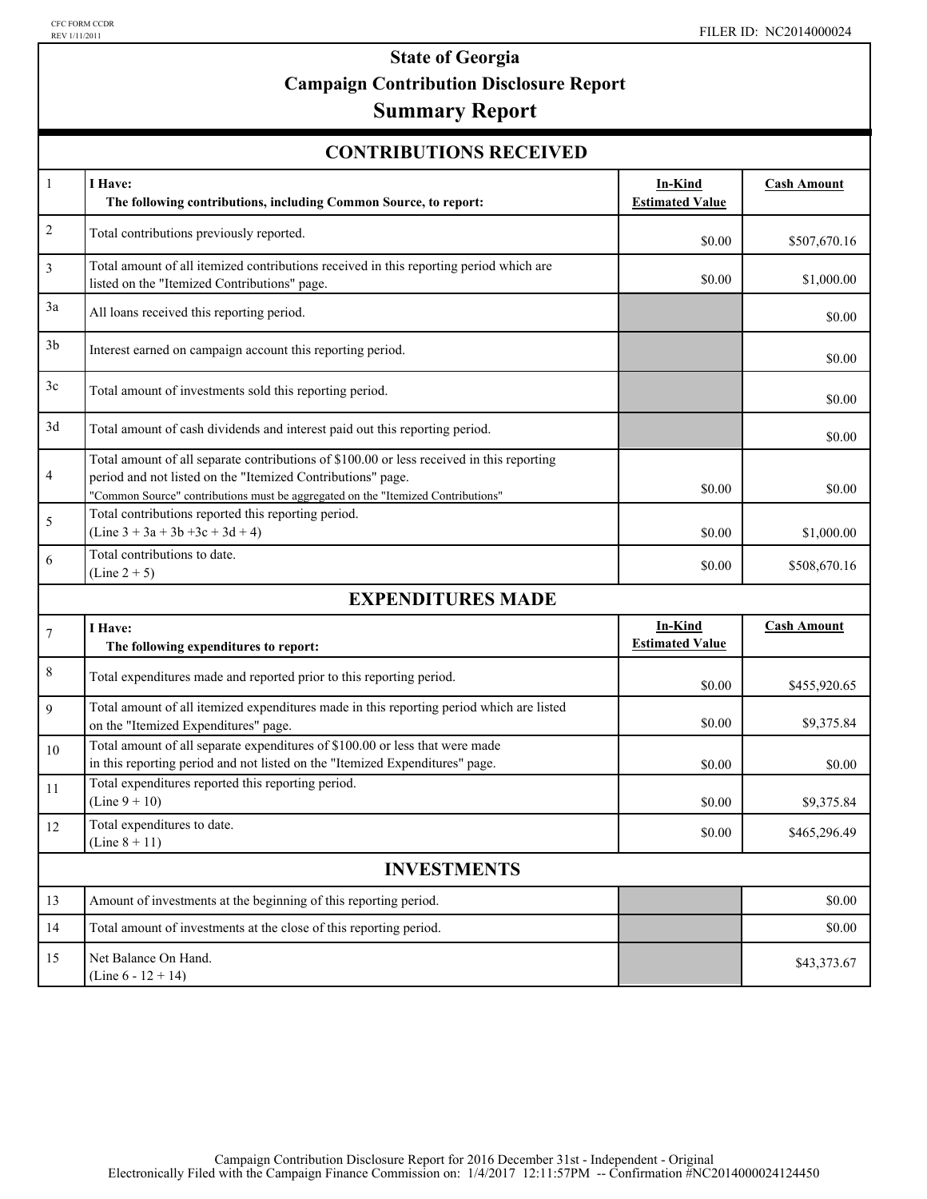CFC FORM CCDR
REV 1/11/2011

FILER ID: NC2014000024

# State of Georgia
## Campaign Contribution Disclosure Report
## Summary Report

### CONTRIBUTIONS RECEIVED

| | | In-Kind Estimated Value | Cash Amount |
|---|---|---|---|
| 1 | **I Have:** **The following contributions, including Common Source, to report:** | | |
| 2 | Total contributions previously reported. | $0.00 | $507,670.16 |
| 3 | Total amount of all itemized contributions received in this reporting period which are listed on the "Itemized Contributions" page. | $0.00 | $1,000.00 |
| 3a | All loans received this reporting period. | | $0.00 |
| 3b | Interest earned on campaign account this reporting period. | | $0.00 |
| 3c | Total amount of investments sold this reporting period. | | $0.00 |
| 3d | Total amount of cash dividends and interest paid out this reporting period. | | $0.00 |
| 4 | Total amount of all separate contributions of $100.00 or less received in this reporting period and not listed on the "Itemized Contributions" page. "Common Source" contributions must be aggregated on the "Itemized Contributions" | $0.00 | $0.00 |
| 5 | Total contributions reported this reporting period. (Line 3 + 3a + 3b +3c + 3d + 4) | $0.00 | $1,000.00 |
| 6 | Total contributions to date. (Line 2 + 5) | $0.00 | $508,670.16 |

### EXPENDITURES MADE

| | | In-Kind Estimated Value | Cash Amount |
|---|---|---|---|
| 7 | **I Have:** **The following expenditures to report:** | | |
| 8 | Total expenditures made and reported prior to this reporting period. | $0.00 | $455,920.65 |
| 9 | Total amount of all itemized expenditures made in this reporting period which are listed on the "Itemized Expenditures" page. | $0.00 | $9,375.84 |
| 10 | Total amount of all separate expenditures of $100.00 or less that were made in this reporting period and not listed on the "Itemized Expenditures" page. | $0.00 | $0.00 |
| 11 | Total expenditures reported this reporting period. (Line 9 + 10) | $0.00 | $9,375.84 |
| 12 | Total expenditures to date. (Line 8 + 11) | $0.00 | $465,296.49 |

### INVESTMENTS

| | | | |
|---|---|---|---|
| 13 | Amount of investments at the beginning of this reporting period. | | $0.00 |
| 14 | Total amount of investments at the close of this reporting period. | | $0.00 |
| 15 | Net Balance On Hand. (Line 6 - 12 + 14) | | $43,373.67 |

Campaign Contribution Disclosure Report for 2016 December 31st - Independent - Original
Electronically Filed with the Campaign Finance Commission on: 1/4/2017 12:11:57PM -- Confirmation #NC2014000024124450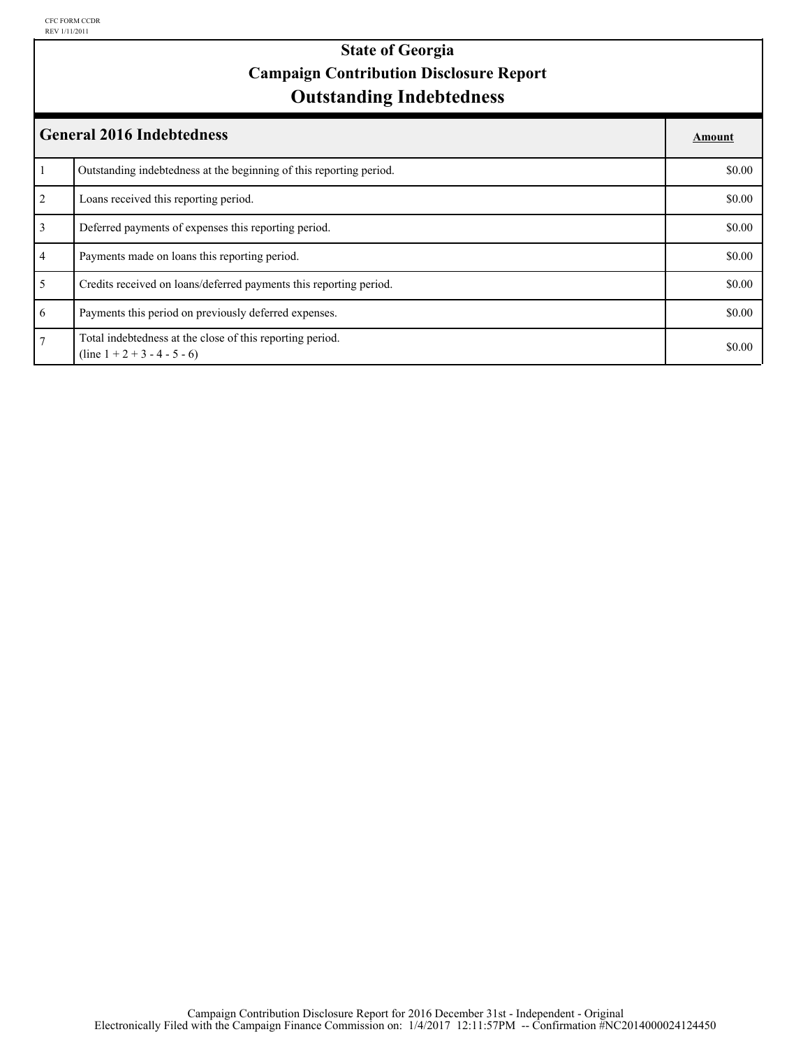CFC FORM CCDR
REV 1/11/2011

# State of Georgia
## Campaign Contribution Disclosure Report
## Outstanding Indebtedness

| | General 2016 Indebtedness | Amount |
|---|---|---|
| 1 | Outstanding indebtedness at the beginning of this reporting period. | $0.00 |
| 2 | Loans received this reporting period. | $0.00 |
| 3 | Deferred payments of expenses this reporting period. | $0.00 |
| 4 | Payments made on loans this reporting period. | $0.00 |
| 5 | Credits received on loans/deferred payments this reporting period. | $0.00 |
| 6 | Payments this period on previously deferred expenses. | $0.00 |
| 7 | Total indebtedness at the close of this reporting period. (line 1 + 2 + 3 - 4 - 5 - 6) | $0.00 |

Campaign Contribution Disclosure Report for 2016 December 31st - Independent - Original
Electronically Filed with the Campaign Finance Commission on: 1/4/2017 12:11:57PM -- Confirmation #NC2014000024124450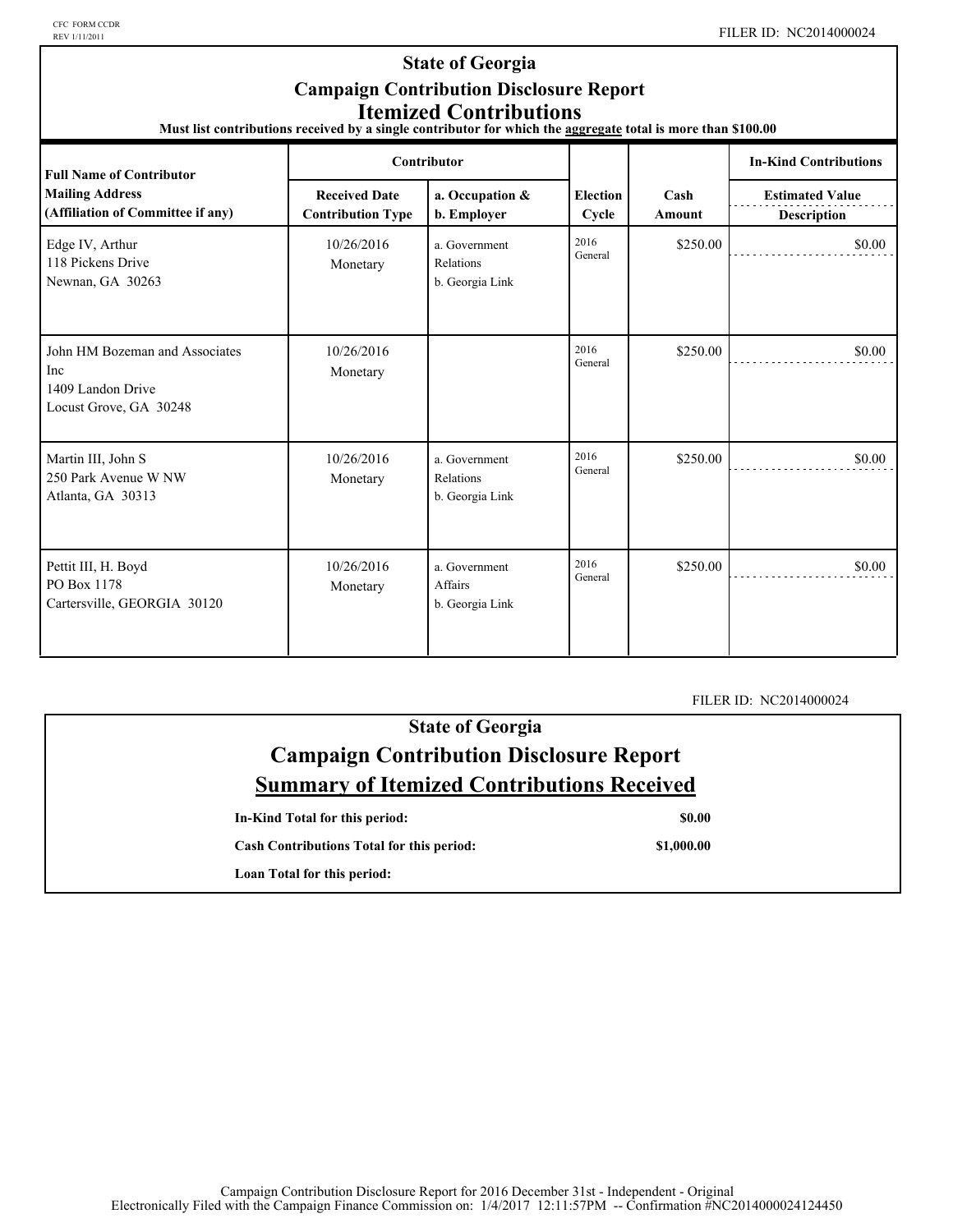FILER ID: NC2014000024

# State of Georgia
## Campaign Contribution Disclosure Report
## Itemized Contributions

**Must list contributions received by a single contributor for which the aggregate total is more than $100.00**

| Full Name of Contributor<br>Mailing Address<br>(Affiliation of Committee if any) | Contributor: Received Date<br>Contribution Type | Contributor: a. Occupation &<br>b. Employer | Election Cycle | Cash Amount | In-Kind Contributions: Estimated Value<br>Description |
|---|---|---|---|---|---|
| Edge IV, Arthur<br>118 Pickens Drive<br>Newnan, GA 30263 | 10/26/2016<br>Monetary | a. Government Relations<br>b. Georgia Link | 2016 General | $250.00 | $0.00 |
| John HM Bozeman and Associates Inc<br>1409 Landon Drive<br>Locust Grove, GA 30248 | 10/26/2016<br>Monetary | | 2016 General | $250.00 | $0.00 |
| Martin III, John S<br>250 Park Avenue W NW<br>Atlanta, GA 30313 | 10/26/2016<br>Monetary | a. Government Relations<br>b. Georgia Link | 2016 General | $250.00 | $0.00 |
| Pettit III, H. Boyd<br>PO Box 1178<br>Cartersville, GEORGIA 30120 | 10/26/2016<br>Monetary | a. Government Affairs<br>b. Georgia Link | 2016 General | $250.00 | $0.00 |

FILER ID: NC2014000024

# State of Georgia
## Campaign Contribution Disclosure Report
## Summary of Itemized Contributions Received

| | |
|---|---|
| **In-Kind Total for this period:** | **$0.00** |
| **Cash Contributions Total for this period:** | **$1,000.00** |
| **Loan Total for this period:** | |

Campaign Contribution Disclosure Report for 2016 December 31st - Independent - Original
Electronically Filed with the Campaign Finance Commission on: 1/4/2017 12:11:57PM -- Confirmation #NC2014000024124450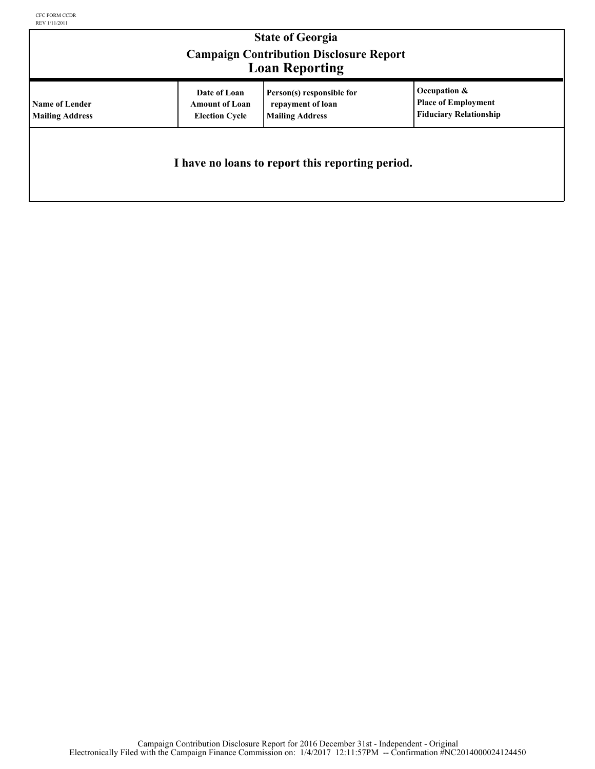CFC FORM CCDR
REV 1/11/2011

# State of Georgia

## Campaign Contribution Disclosure Report

## Loan Reporting

| Name of Lender<br>Mailing Address | Date of Loan<br>Amount of Loan<br>Election Cycle | Person(s) responsible for repayment of loan<br>Mailing Address | Occupation &<br>Place of Employment<br>Fiduciary Relationship |
|---|---|---|---|
| **I have no loans to report this reporting period.** | | | |

Campaign Contribution Disclosure Report for 2016 December 31st - Independent - Original
Electronically Filed with the Campaign Finance Commission on: 1/4/2017 12:11:57PM -- Confirmation #NC2014000024124450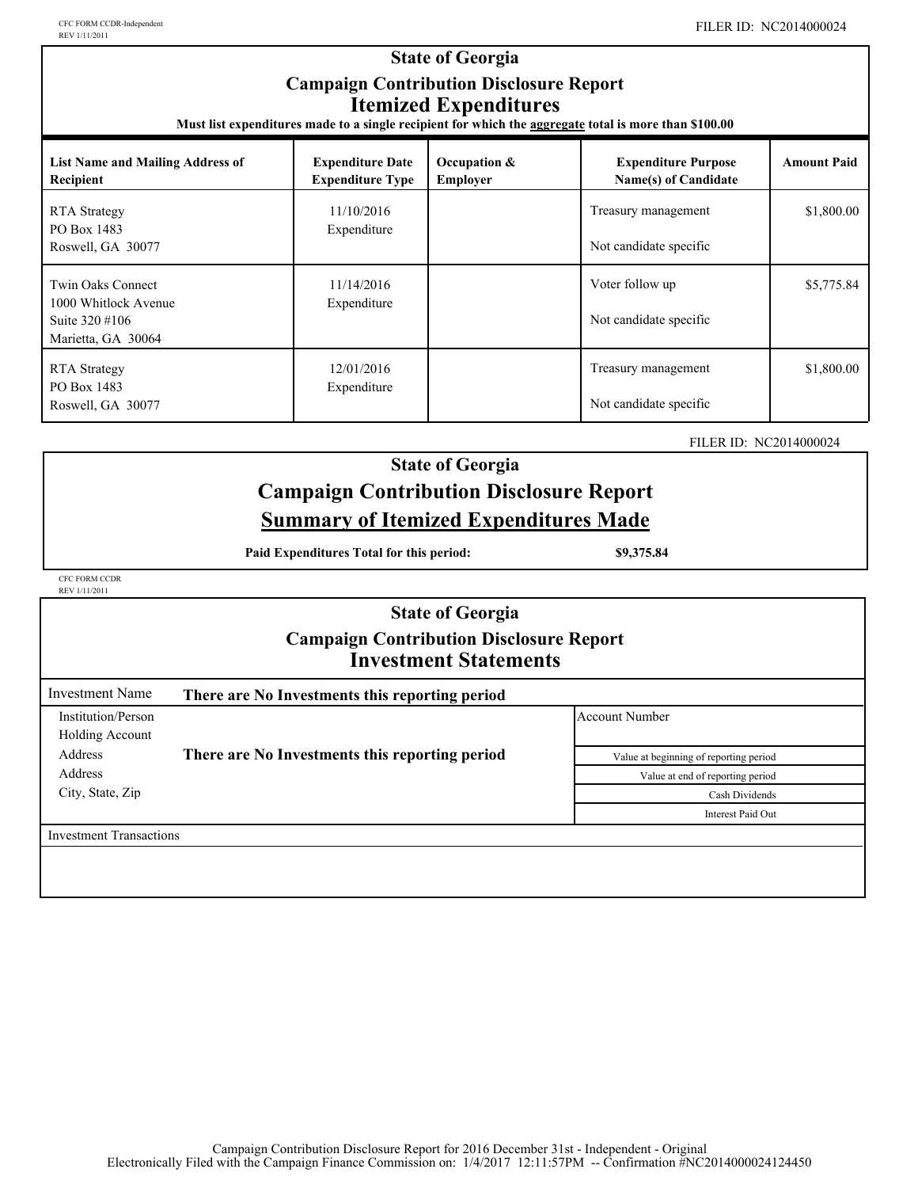CFC FORM CCDR-Independent
REV 1/11/2011

FILER ID: NC2014000024

# State of Georgia
## Campaign Contribution Disclosure Report
## Itemized Expenditures

**Must list expenditures made to a single recipient for which the aggregate total is more than $100.00**

| List Name and Mailing Address of Recipient | Expenditure Date<br>Expenditure Type | Occupation & Employer | Expenditure Purpose<br>Name(s) of Candidate | Amount Paid |
|---|---|---|---|---|
| RTA Strategy<br>PO Box 1483<br>Roswell, GA 30077 | 11/10/2016<br>Expenditure | | Treasury management<br><br>Not candidate specific | $1,800.00 |
| Twin Oaks Connect<br>1000 Whitlock Avenue<br>Suite 320 #106<br>Marietta, GA 30064 | 11/14/2016<br>Expenditure | | Voter follow up<br><br>Not candidate specific | $5,775.84 |
| RTA Strategy<br>PO Box 1483<br>Roswell, GA 30077 | 12/01/2016<br>Expenditure | | Treasury management<br><br>Not candidate specific | $1,800.00 |

FILER ID: NC2014000024

# State of Georgia
## Campaign Contribution Disclosure Report
## Summary of Itemized Expenditures Made

**Paid Expenditures Total for this period:** **$9,375.84**

CFC FORM CCDR
REV 1/11/2011

# State of Georgia
## Campaign Contribution Disclosure Report
## Investment Statements

| Investment Name | There are No Investments this reporting period | |
|---|---|---|
| Institution/Person<br>Holding Account<br>Address<br>Address<br>City, State, Zip | **There are No Investments this reporting period** | Account Number<br>Value at beginning of reporting period<br>Value at end of reporting period<br>Cash Dividends<br>Interest Paid Out |
| Investment Transactions | | |

Campaign Contribution Disclosure Report for 2016 December 31st - Independent - Original
Electronically Filed with the Campaign Finance Commission on: 1/4/2017 12:11:57PM -- Confirmation #NC2014000024124450